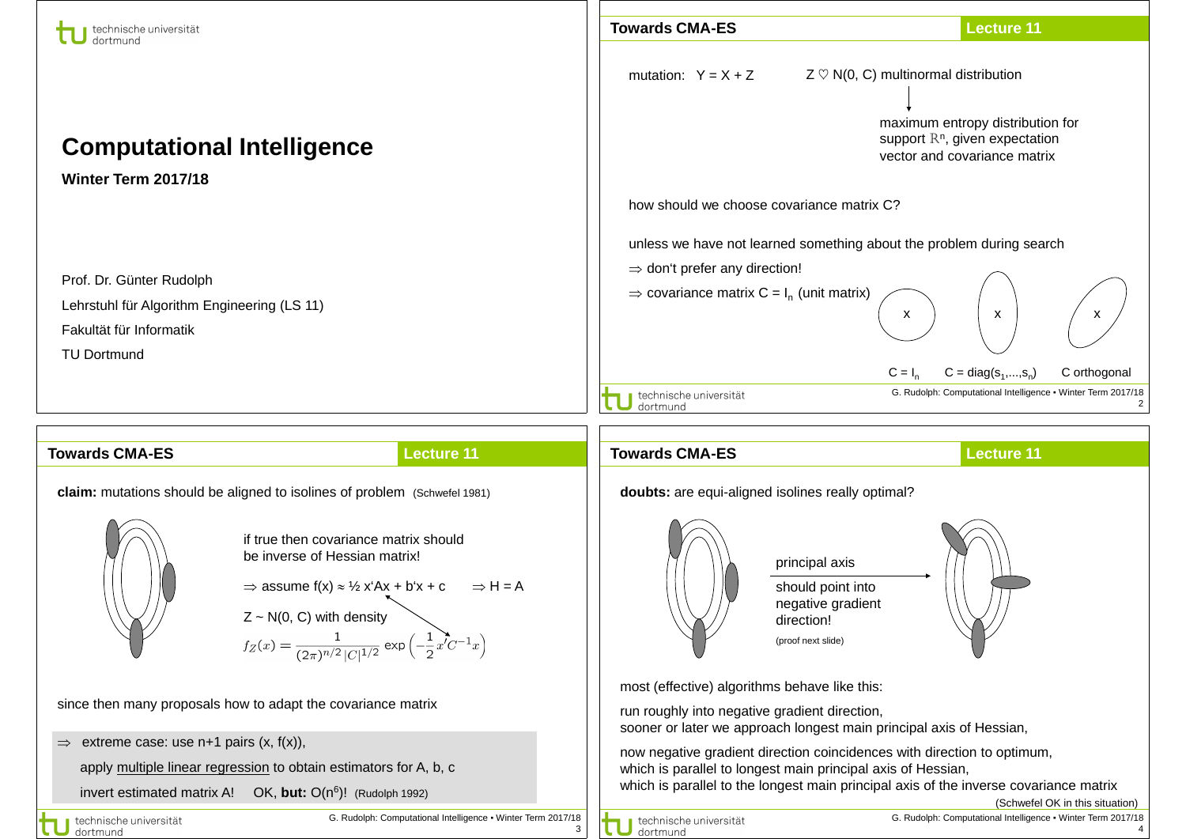# Computational Intelligence

**Winter Term 2017/18**

Prof. Dr. Günter Rudolph

Lehrstuhl für Algorithm Engineering (LS 11)

Fakultät für Informatik

TU Dortmund

## Towards CMA-ES

mutation: Y = X + Z  Z ♡ N(0, C) multinormal distribution

→ maximum entropy distribution for support $\mathbb{R}^n$, given expectation vector and covariance matrix

how should we choose covariance matrix C?

unless we have not learned something about the problem during search

⇒ don't prefer any direction!

⇒ covariance matrix C = $I_n$ (unit matrix)

$C = I_n$  $C = \text{diag}(s_1,...,s_n)$  C orthogonal

## Towards CMA-ES

**claim:** mutations should be aligned to isolines of problem (Schwefel 1981)

if true then covariance matrix should be inverse of Hessian matrix!

⇒ assume f(x) ≈ ½ x'Ax + b'x + c  ⇒ H = A

Z ~ N(0, C) with density

$$f_Z(x) = \frac{1}{(2\pi)^{n/2}\,|C|^{1/2}} \exp\left(-\frac{1}{2}x'C^{-1}x\right)$$

since then many proposals how to adapt the covariance matrix

⇒ extreme case: use n+1 pairs (x, f(x)),

apply multiple linear regression to obtain estimators for A, b, c

invert estimated matrix A!  OK, **but:** O($n^6$)! (Rudolph 1992)

## Towards CMA-ES

**doubts:** are equi-aligned isolines really optimal?

principal axis should point into negative gradient direction!

(proof next slide)

most (effective) algorithms behave like this:

run roughly into negative gradient direction,
sooner or later we approach longest main principal axis of Hessian,

now negative gradient direction coincidences with direction to optimum,
which is parallel to longest main principal axis of Hessian,
which is parallel to the longest main principal axis of the inverse covariance matrix

(Schwefel OK in this situation)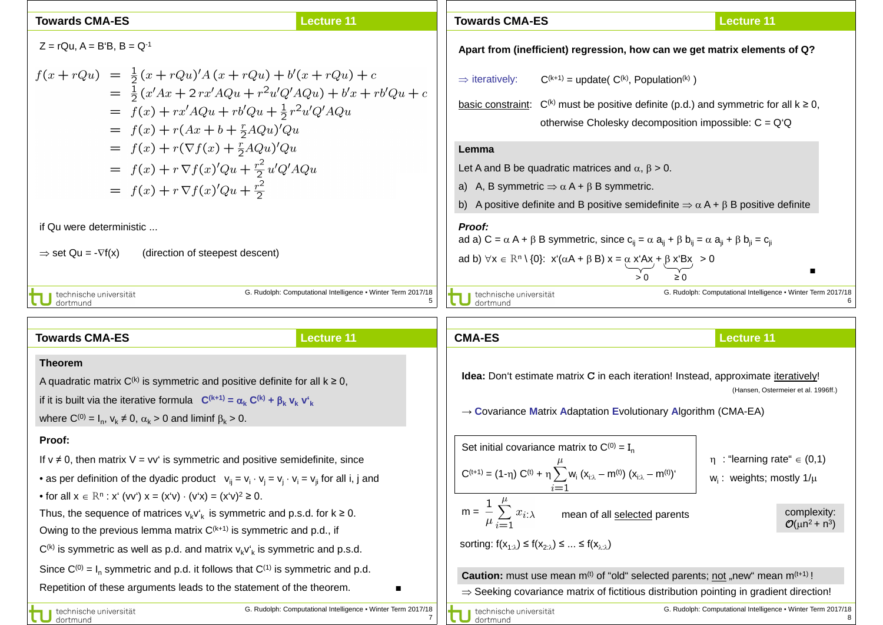## Towards CMA-ES — Lecture 11

$Z = rQu$, $A = B'B$, $B = Q^{-1}$

$$
\begin{aligned}
f(x + rQu) &= \tfrac{1}{2}(x + rQu)'A\,(x + rQu) + b'(x + rQu) + c \\
&= \tfrac{1}{2}(x'Ax + 2\,rx'AQu + r^2u'Q'AQu) + b'x + rb'Qu + c \\
&= f(x) + rx'AQu + rb'Qu + \tfrac{1}{2}r^2u'Q'AQu \\
&= f(x) + r(Ax + b + \tfrac{r}{2}AQu)'Qu \\
&= f(x) + r(\nabla f(x) + \tfrac{r}{2}AQu)'Qu \\
&= f(x) + r\,\nabla f(x)'Qu + \tfrac{r^2}{2}\,u'Q'AQu \\
&= f(x) + r\,\nabla f(x)'Qu + \tfrac{r^2}{2}
\end{aligned}
$$

if Qu were deterministic ...

⇒ set $Qu = -\nabla f(x)$ (direction of steepest descent)

## Towards CMA-ES — Lecture 11

**Apart from (inefficient) regression, how can we get matrix elements of Q?**

⇒ iteratively: $C^{(k+1)} = \text{update}(C^{(k)}, \text{Population}^{(k)})$

basic constraint: $C^{(k)}$ must be positive definite (p.d.) and symmetric for all $k \geq 0$, otherwise Cholesky decomposition impossible: $C = Q'Q$

**Lemma**

Let A and B be quadratic matrices and $\alpha, \beta > 0$.

a) A, B symmetric ⇒ $\alpha A + \beta B$ symmetric.

b) A positive definite and B positive semidefinite ⇒ $\alpha A + \beta B$ positive definite

***Proof:***

ad a) $C = \alpha A + \beta B$ symmetric, since $c_{ij} = \alpha a_{ij} + \beta b_{ij} = \alpha a_{ji} + \beta b_{ji} = c_{ji}$

ad b) $\forall x \in \mathbb{R}^n \setminus \{0\}$: $x'(\alpha A + \beta B)\,x = \underbrace{\alpha\, x'Ax}_{>0} + \underbrace{\beta\, x'Bx}_{\geq 0} > 0$ ■

## Towards CMA-ES — Lecture 11

**Theorem**

A quadratic matrix $C^{(k)}$ is symmetric and positive definite for all $k \geq 0$, if it is built via the iterative formula $C^{(k+1)} = \alpha_k C^{(k)} + \beta_k v_k v'_k$

where $C^{(0)} = I_n$, $v_k \neq 0$, $\alpha_k > 0$ and liminf $\beta_k > 0$.

**Proof:**

If $v \neq 0$, then matrix $V = vv'$ is symmetric and positive semidefinite, since

- as per definition of the dyadic product $v_{ij} = v_i \cdot v_j = v_j \cdot v_i = v_{ji}$ for all i, j and
- for all $x \in \mathbb{R}^n$ : $x'(vv')\,x = (x'v) \cdot (v'x) = (x'v)^2 \geq 0$.

Thus, the sequence of matrices $v_k v'_k$ is symmetric and p.s.d. for $k \geq 0$.

Owing to the previous lemma matrix $C^{(k+1)}$ is symmetric and p.d., if

$C^{(k)}$ is symmetric as well as p.d. and matrix $v_k v'_k$ is symmetric and p.s.d.

Since $C^{(0)} = I_n$ symmetric and p.d. it follows that $C^{(1)}$ is symmetric and p.d.

Repetition of these arguments leads to the statement of the theorem. ■

## CMA-ES — Lecture 11

**Idea:** Don't estimate matrix **C** in each iteration! Instead, approximate iteratively!

(Hansen, Ostermeier et al. 1996ff.)

→ **C**ovariance **M**atrix **A**daptation **E**volutionary **A**lgorithm (CMA-EA)

Set initial covariance matrix to $C^{(0)} = I_n$

$$C^{(t+1)} = (1-\eta)\, C^{(t)} + \eta \sum_{i=1}^{\mu} w_i\, (x_{i:\lambda} - m^{(t)})\, (x_{i:\lambda} - m^{(t)})'$$

$\eta$ : "learning rate" $\in (0,1)$

$w_i$ : weights; mostly $1/\mu$

$$m = \frac{1}{\mu} \sum_{i=1}^{\mu} x_{i:\lambda}$$ mean of all selected parents

complexity: $\mathcal{O}(\mu n^2 + n^3)$

sorting: $f(x_{1:\lambda}) \leq f(x_{2:\lambda}) \leq \ldots \leq f(x_{\lambda:\lambda})$

**Caution:** must use mean $m^{(t)}$ of "old" selected parents; not „new" mean $m^{(t+1)}$ !

⇒ Seeking covariance matrix of fictitious distribution pointing in gradient direction!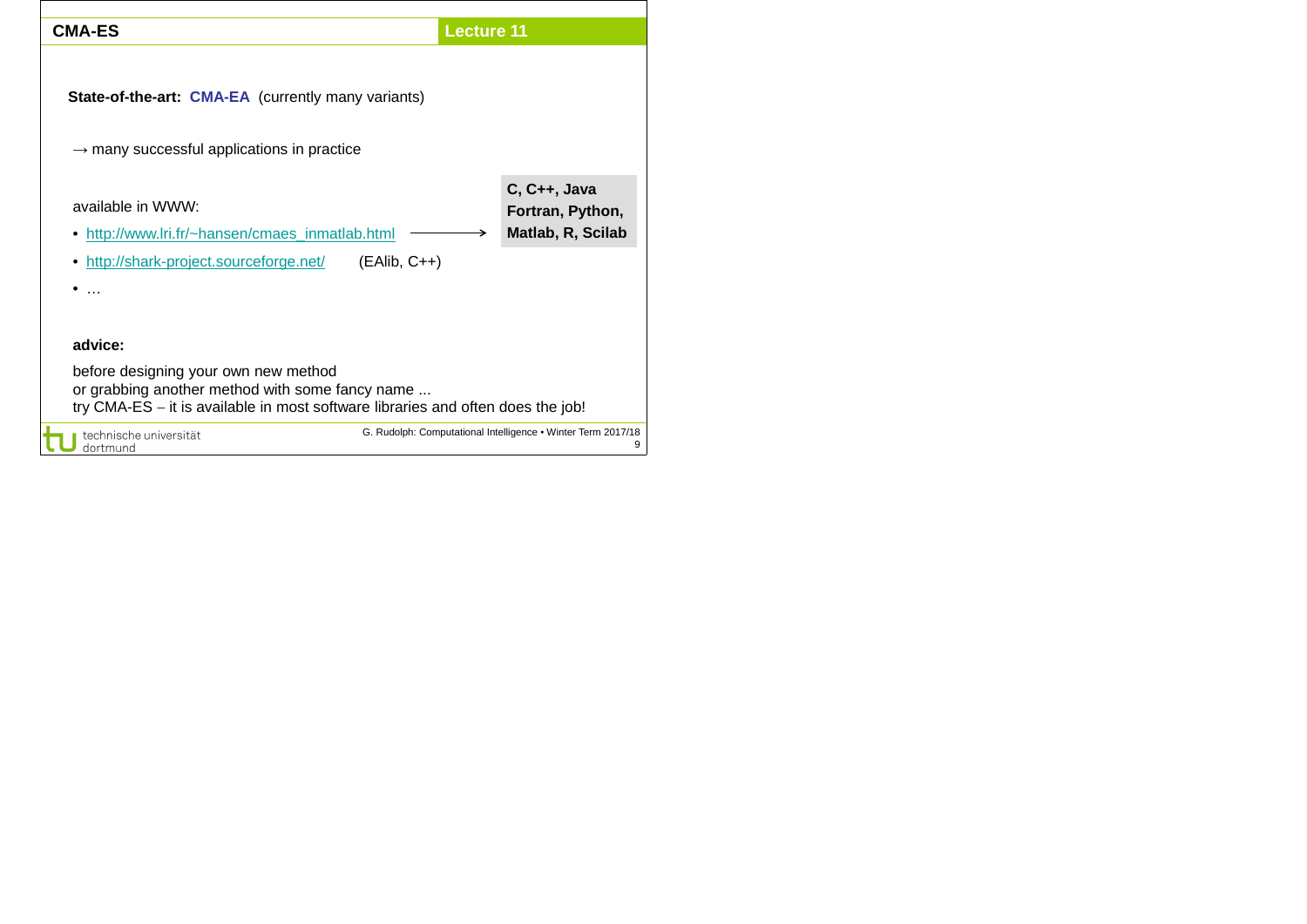## CMA-ES

**State-of-the-art:** **CMA-EA** (currently many variants)

→ many successful applications in practice

available in WWW:

- http://www.lri.fr/~hansen/cmaes_inmatlab.html ⟶ **C, C++, Java Fortran, Python, Matlab, R, Scilab**
- http://shark-project.sourceforge.net/ (EAlib, C++)
- …

**advice:**

before designing your own new method
or grabbing another method with some fancy name ...
try CMA-ES – it is available in most software libraries and often does the job!